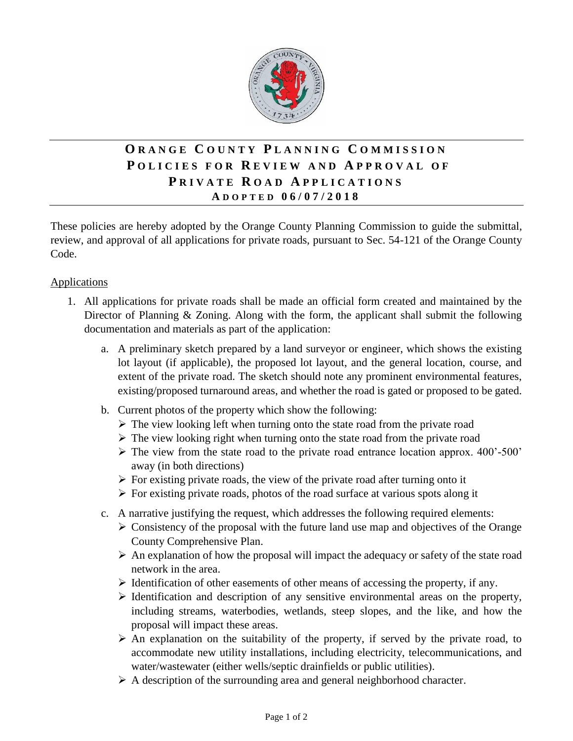# ORANGE COUNTY PLANNING COMMISSION
# POLICIES FOR REVIEW AND APPROVAL OF PRIVATE ROAD APPLICATIONS
### ADOPTED 06/07/2018

These policies are hereby adopted by the Orange County Planning Commission to guide the submittal, review, and approval of all applications for private roads, pursuant to Sec. 54-121 of the Orange County Code.

## Applications

1. All applications for private roads shall be made an official form created and maintained by the Director of Planning & Zoning. Along with the form, the applicant shall submit the following documentation and materials as part of the application:
   a. A preliminary sketch prepared by a land surveyor or engineer, which shows the existing lot layout (if applicable), the proposed lot layout, and the general location, course, and extent of the private road. The sketch should note any prominent environmental features, existing/proposed turnaround areas, and whether the road is gated or proposed to be gated.
   b. Current photos of the property which show the following:
      - The view looking left when turning onto the state road from the private road
      - The view looking right when turning onto the state road from the private road
      - The view from the state road to the private road entrance location approx. 400'-500' away (in both directions)
      - For existing private roads, the view of the private road after turning onto it
      - For existing private roads, photos of the road surface at various spots along it
   c. A narrative justifying the request, which addresses the following required elements:
      - Consistency of the proposal with the future land use map and objectives of the Orange County Comprehensive Plan.
      - An explanation of how the proposal will impact the adequacy or safety of the state road network in the area.
      - Identification of other easements of other means of accessing the property, if any.
      - Identification and description of any sensitive environmental areas on the property, including streams, waterbodies, wetlands, steep slopes, and the like, and how the proposal will impact these areas.
      - An explanation on the suitability of the property, if served by the private road, to accommodate new utility installations, including electricity, telecommunications, and water/wastewater (either wells/septic drainfields or public utilities).
      - A description of the surrounding area and general neighborhood character.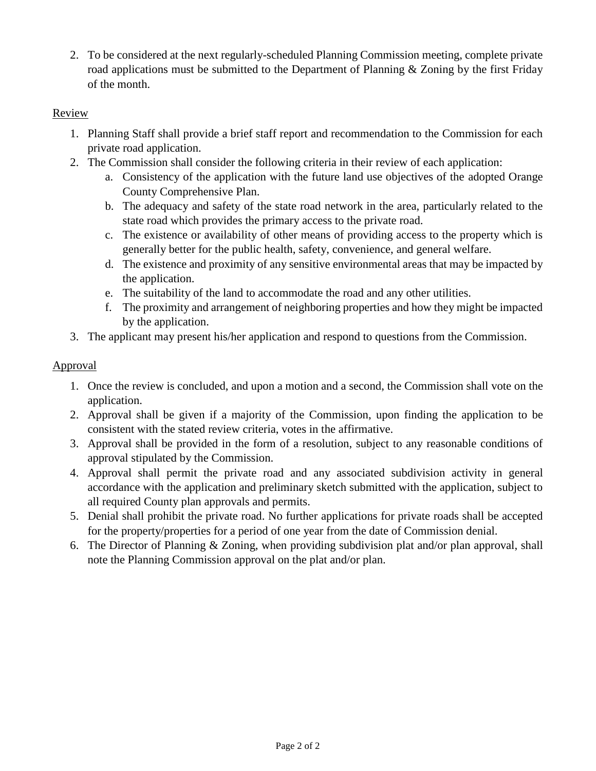2. To be considered at the next regularly-scheduled Planning Commission meeting, complete private road applications must be submitted to the Department of Planning & Zoning by the first Friday of the month.

## Review

1. Planning Staff shall provide a brief staff report and recommendation to the Commission for each private road application.
2. The Commission shall consider the following criteria in their review of each application:
   a. Consistency of the application with the future land use objectives of the adopted Orange County Comprehensive Plan.
   b. The adequacy and safety of the state road network in the area, particularly related to the state road which provides the primary access to the private road.
   c. The existence or availability of other means of providing access to the property which is generally better for the public health, safety, convenience, and general welfare.
   d. The existence and proximity of any sensitive environmental areas that may be impacted by the application.
   e. The suitability of the land to accommodate the road and any other utilities.
   f. The proximity and arrangement of neighboring properties and how they might be impacted by the application.
3. The applicant may present his/her application and respond to questions from the Commission.

## Approval

1. Once the review is concluded, and upon a motion and a second, the Commission shall vote on the application.
2. Approval shall be given if a majority of the Commission, upon finding the application to be consistent with the stated review criteria, votes in the affirmative.
3. Approval shall be provided in the form of a resolution, subject to any reasonable conditions of approval stipulated by the Commission.
4. Approval shall permit the private road and any associated subdivision activity in general accordance with the application and preliminary sketch submitted with the application, subject to all required County plan approvals and permits.
5. Denial shall prohibit the private road. No further applications for private roads shall be accepted for the property/properties for a period of one year from the date of Commission denial.
6. The Director of Planning & Zoning, when providing subdivision plat and/or plan approval, shall note the Planning Commission approval on the plat and/or plan.